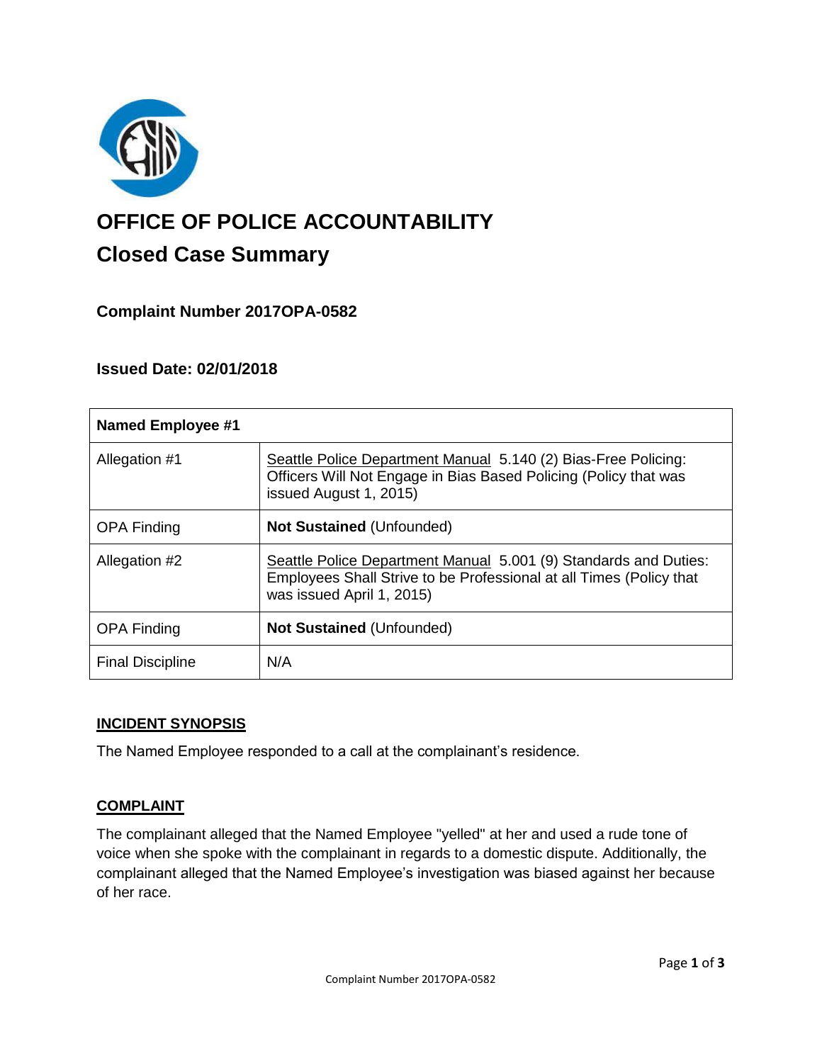# OFFICE OF POLICE ACCOUNTABILITY

## Closed Case Summary

### Complaint Number 2017OPA-0582

### Issued Date: 02/01/2018

| Named Employee #1 | |
|---|---|
| Allegation #1 | Seattle Police Department Manual 5.140 (2) Bias-Free Policing: Officers Will Not Engage in Bias Based Policing (Policy that was issued August 1, 2015) |
| OPA Finding | **Not Sustained** (Unfounded) |
| Allegation #2 | Seattle Police Department Manual 5.001 (9) Standards and Duties: Employees Shall Strive to be Professional at all Times (Policy that was issued April 1, 2015) |
| OPA Finding | **Not Sustained** (Unfounded) |
| Final Discipline | N/A |

**INCIDENT SYNOPSIS**

The Named Employee responded to a call at the complainant's residence.

**COMPLAINT**

The complainant alleged that the Named Employee "yelled" at her and used a rude tone of voice when she spoke with the complainant in regards to a domestic dispute. Additionally, the complainant alleged that the Named Employee's investigation was biased against her because of her race.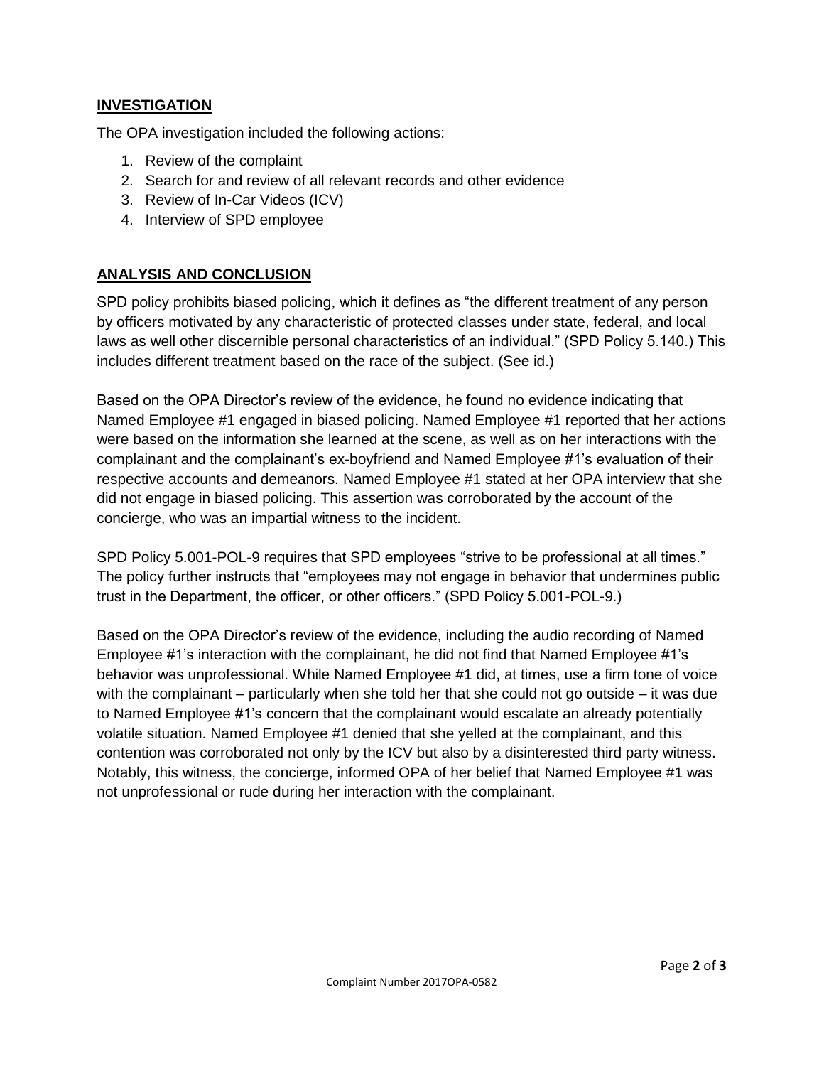## INVESTIGATION

The OPA investigation included the following actions:

1. Review of the complaint
2. Search for and review of all relevant records and other evidence
3. Review of In-Car Videos (ICV)
4. Interview of SPD employee

## ANALYSIS AND CONCLUSION

SPD policy prohibits biased policing, which it defines as "the different treatment of any person by officers motivated by any characteristic of protected classes under state, federal, and local laws as well other discernible personal characteristics of an individual." (SPD Policy 5.140.) This includes different treatment based on the race of the subject. (See id.)

Based on the OPA Director's review of the evidence, he found no evidence indicating that Named Employee #1 engaged in biased policing. Named Employee #1 reported that her actions were based on the information she learned at the scene, as well as on her interactions with the complainant and the complainant's ex-boyfriend and Named Employee #1's evaluation of their respective accounts and demeanors. Named Employee #1 stated at her OPA interview that she did not engage in biased policing. This assertion was corroborated by the account of the concierge, who was an impartial witness to the incident.

SPD Policy 5.001-POL-9 requires that SPD employees "strive to be professional at all times." The policy further instructs that "employees may not engage in behavior that undermines public trust in the Department, the officer, or other officers." (SPD Policy 5.001-POL-9.)

Based on the OPA Director's review of the evidence, including the audio recording of Named Employee #1's interaction with the complainant, he did not find that Named Employee #1's behavior was unprofessional. While Named Employee #1 did, at times, use a firm tone of voice with the complainant – particularly when she told her that she could not go outside – it was due to Named Employee #1's concern that the complainant would escalate an already potentially volatile situation. Named Employee #1 denied that she yelled at the complainant, and this contention was corroborated not only by the ICV but also by a disinterested third party witness. Notably, this witness, the concierge, informed OPA of her belief that Named Employee #1 was not unprofessional or rude during her interaction with the complainant.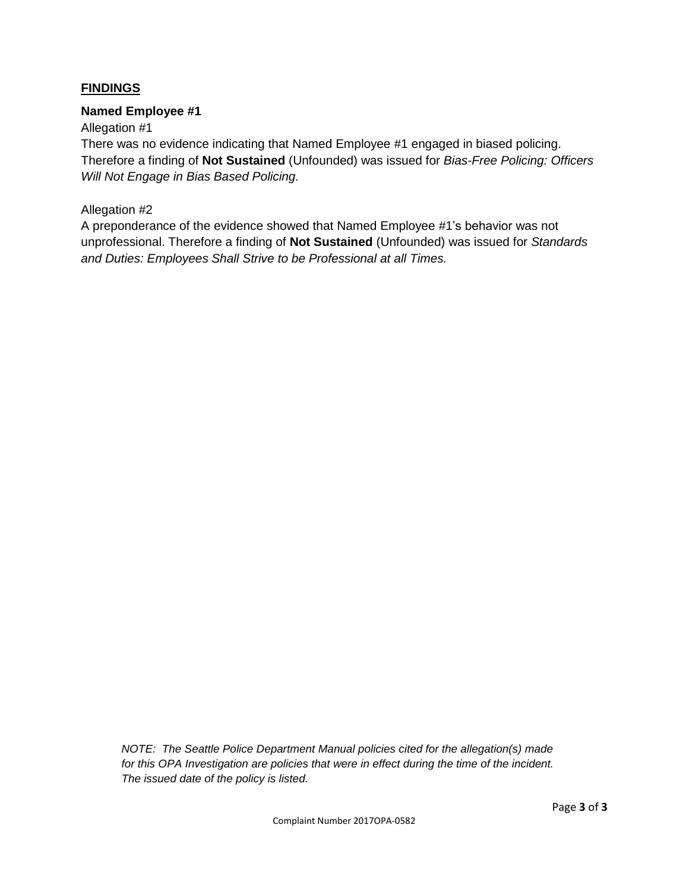## FINDINGS

**Named Employee #1**

Allegation #1

There was no evidence indicating that Named Employee #1 engaged in biased policing. Therefore a finding of **Not Sustained** (Unfounded) was issued for *Bias-Free Policing: Officers Will Not Engage in Bias Based Policing.*

Allegation #2

A preponderance of the evidence showed that Named Employee #1's behavior was not unprofessional. Therefore a finding of **Not Sustained** (Unfounded) was issued for *Standards and Duties: Employees Shall Strive to be Professional at all Times.*

*NOTE: The Seattle Police Department Manual policies cited for the allegation(s) made for this OPA Investigation are policies that were in effect during the time of the incident. The issued date of the policy is listed.*

Complaint Number 2017OPA-0582